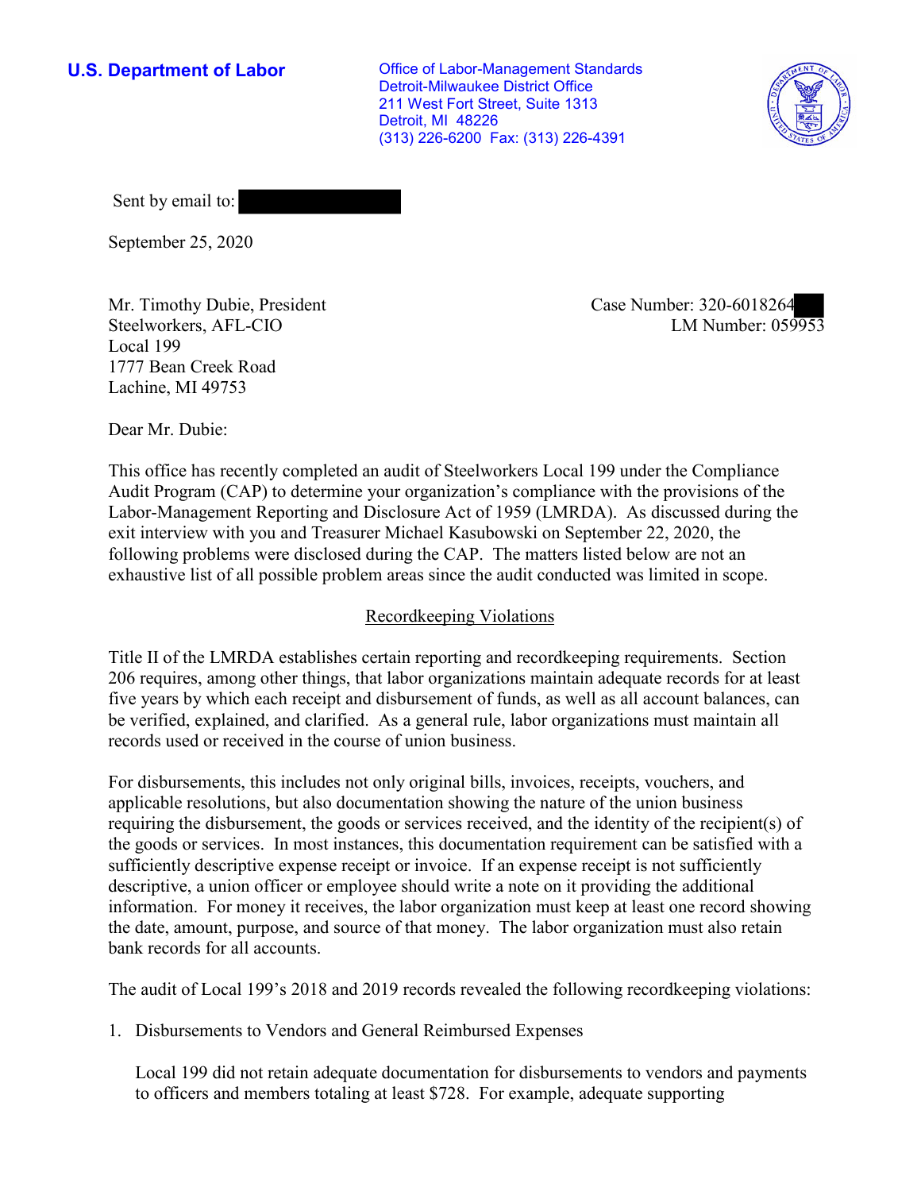**U.S. Department of Labor**

Office of Labor-Management Standards
Detroit-Milwaukee District Office
211 West Fort Street, Suite 1313
Detroit, MI 48226
(313) 226-6200 Fax: (313) 226-4391

Sent by email to:

September 25, 2020

Mr. Timothy Dubie, President
Steelworkers, AFL-CIO
Local 199
1777 Bean Creek Road
Lachine, MI 49753

Case Number: 320-6018264
LM Number: 059953

Dear Mr. Dubie:

This office has recently completed an audit of Steelworkers Local 199 under the Compliance Audit Program (CAP) to determine your organization's compliance with the provisions of the Labor-Management Reporting and Disclosure Act of 1959 (LMRDA). As discussed during the exit interview with you and Treasurer Michael Kasubowski on September 22, 2020, the following problems were disclosed during the CAP. The matters listed below are not an exhaustive list of all possible problem areas since the audit conducted was limited in scope.

## Recordkeeping Violations

Title II of the LMRDA establishes certain reporting and recordkeeping requirements. Section 206 requires, among other things, that labor organizations maintain adequate records for at least five years by which each receipt and disbursement of funds, as well as all account balances, can be verified, explained, and clarified. As a general rule, labor organizations must maintain all records used or received in the course of union business.

For disbursements, this includes not only original bills, invoices, receipts, vouchers, and applicable resolutions, but also documentation showing the nature of the union business requiring the disbursement, the goods or services received, and the identity of the recipient(s) of the goods or services. In most instances, this documentation requirement can be satisfied with a sufficiently descriptive expense receipt or invoice. If an expense receipt is not sufficiently descriptive, a union officer or employee should write a note on it providing the additional information. For money it receives, the labor organization must keep at least one record showing the date, amount, purpose, and source of that money. The labor organization must also retain bank records for all accounts.

The audit of Local 199's 2018 and 2019 records revealed the following recordkeeping violations:

1. Disbursements to Vendors and General Reimbursed Expenses

   Local 199 did not retain adequate documentation for disbursements to vendors and payments to officers and members totaling at least $728. For example, adequate supporting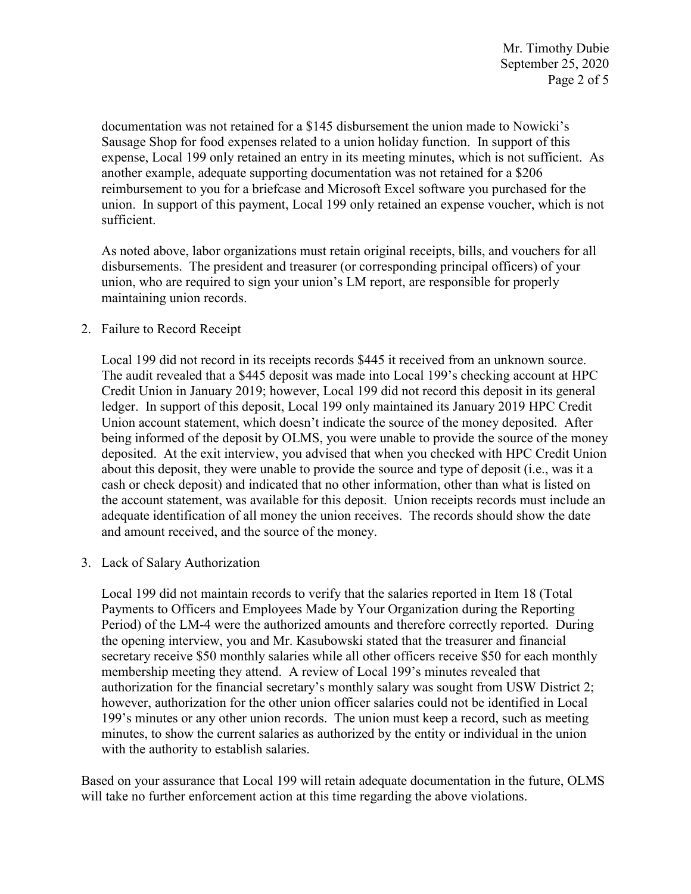documentation was not retained for a $145 disbursement the union made to Nowicki's Sausage Shop for food expenses related to a union holiday function. In support of this expense, Local 199 only retained an entry in its meeting minutes, which is not sufficient. As another example, adequate supporting documentation was not retained for a $206 reimbursement to you for a briefcase and Microsoft Excel software you purchased for the union. In support of this payment, Local 199 only retained an expense voucher, which is not sufficient.

As noted above, labor organizations must retain original receipts, bills, and vouchers for all disbursements. The president and treasurer (or corresponding principal officers) of your union, who are required to sign your union's LM report, are responsible for properly maintaining union records.

2. Failure to Record Receipt

   Local 199 did not record in its receipts records $445 it received from an unknown source. The audit revealed that a $445 deposit was made into Local 199's checking account at HPC Credit Union in January 2019; however, Local 199 did not record this deposit in its general ledger. In support of this deposit, Local 199 only maintained its January 2019 HPC Credit Union account statement, which doesn't indicate the source of the money deposited. After being informed of the deposit by OLMS, you were unable to provide the source of the money deposited. At the exit interview, you advised that when you checked with HPC Credit Union about this deposit, they were unable to provide the source and type of deposit (i.e., was it a cash or check deposit) and indicated that no other information, other than what is listed on the account statement, was available for this deposit. Union receipts records must include an adequate identification of all money the union receives. The records should show the date and amount received, and the source of the money.

3. Lack of Salary Authorization

   Local 199 did not maintain records to verify that the salaries reported in Item 18 (Total Payments to Officers and Employees Made by Your Organization during the Reporting Period) of the LM-4 were the authorized amounts and therefore correctly reported. During the opening interview, you and Mr. Kasubowski stated that the treasurer and financial secretary receive $50 monthly salaries while all other officers receive $50 for each monthly membership meeting they attend. A review of Local 199's minutes revealed that authorization for the financial secretary's monthly salary was sought from USW District 2; however, authorization for the other union officer salaries could not be identified in Local 199's minutes or any other union records. The union must keep a record, such as meeting minutes, to show the current salaries as authorized by the entity or individual in the union with the authority to establish salaries.

Based on your assurance that Local 199 will retain adequate documentation in the future, OLMS will take no further enforcement action at this time regarding the above violations.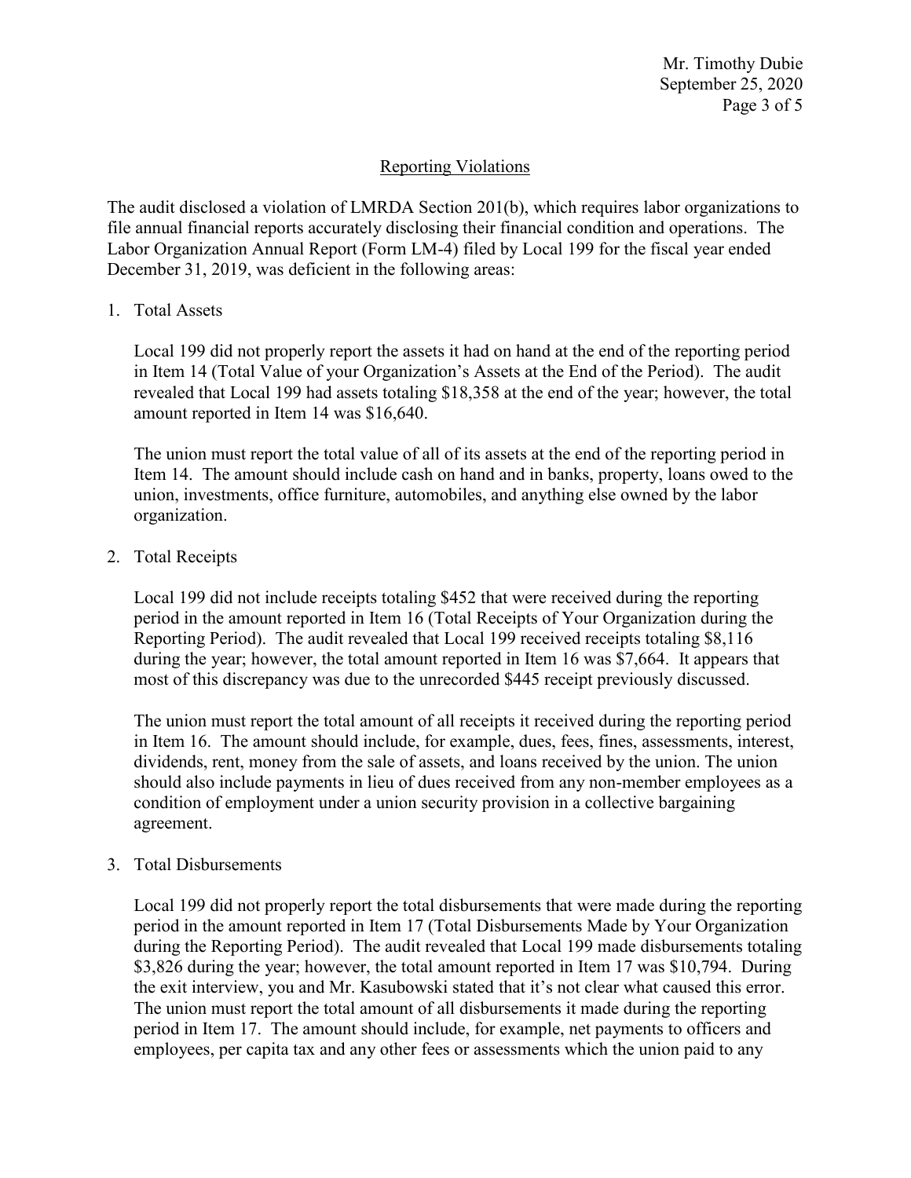## Reporting Violations

The audit disclosed a violation of LMRDA Section 201(b), which requires labor organizations to file annual financial reports accurately disclosing their financial condition and operations. The Labor Organization Annual Report (Form LM-4) filed by Local 199 for the fiscal year ended December 31, 2019, was deficient in the following areas:

1. Total Assets

   Local 199 did not properly report the assets it had on hand at the end of the reporting period in Item 14 (Total Value of your Organization's Assets at the End of the Period). The audit revealed that Local 199 had assets totaling $18,358 at the end of the year; however, the total amount reported in Item 14 was $16,640.

   The union must report the total value of all of its assets at the end of the reporting period in Item 14. The amount should include cash on hand and in banks, property, loans owed to the union, investments, office furniture, automobiles, and anything else owned by the labor organization.

2. Total Receipts

   Local 199 did not include receipts totaling $452 that were received during the reporting period in the amount reported in Item 16 (Total Receipts of Your Organization during the Reporting Period). The audit revealed that Local 199 received receipts totaling $8,116 during the year; however, the total amount reported in Item 16 was $7,664. It appears that most of this discrepancy was due to the unrecorded $445 receipt previously discussed.

   The union must report the total amount of all receipts it received during the reporting period in Item 16. The amount should include, for example, dues, fees, fines, assessments, interest, dividends, rent, money from the sale of assets, and loans received by the union. The union should also include payments in lieu of dues received from any non-member employees as a condition of employment under a union security provision in a collective bargaining agreement.

3. Total Disbursements

   Local 199 did not properly report the total disbursements that were made during the reporting period in the amount reported in Item 17 (Total Disbursements Made by Your Organization during the Reporting Period). The audit revealed that Local 199 made disbursements totaling $3,826 during the year; however, the total amount reported in Item 17 was $10,794. During the exit interview, you and Mr. Kasubowski stated that it's not clear what caused this error. The union must report the total amount of all disbursements it made during the reporting period in Item 17. The amount should include, for example, net payments to officers and employees, per capita tax and any other fees or assessments which the union paid to any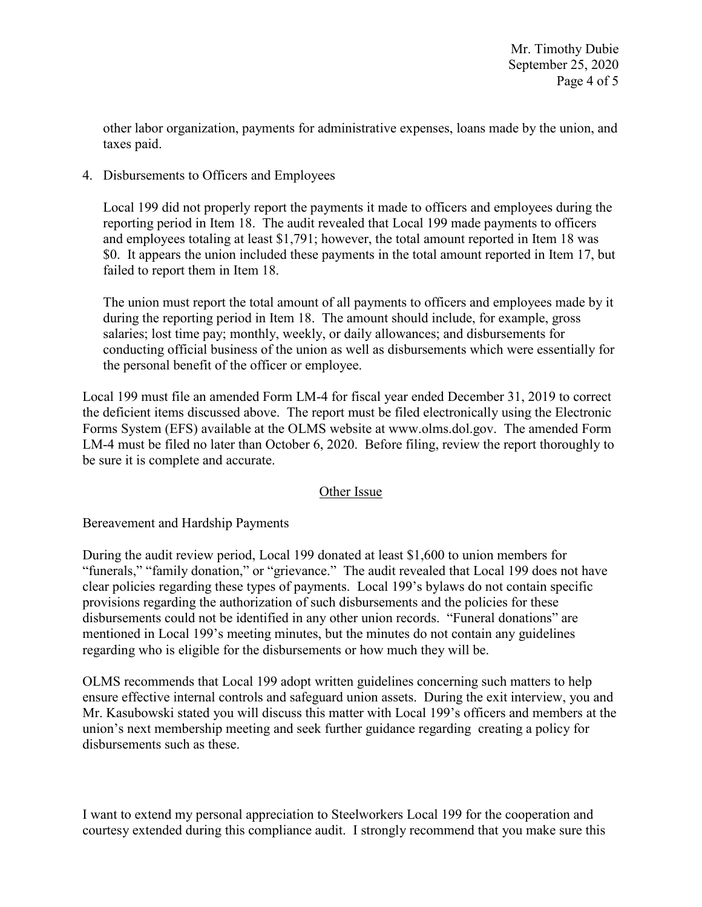other labor organization, payments for administrative expenses, loans made by the union, and taxes paid.

4. Disbursements to Officers and Employees

   Local 199 did not properly report the payments it made to officers and employees during the reporting period in Item 18. The audit revealed that Local 199 made payments to officers and employees totaling at least $1,791; however, the total amount reported in Item 18 was $0. It appears the union included these payments in the total amount reported in Item 17, but failed to report them in Item 18.

   The union must report the total amount of all payments to officers and employees made by it during the reporting period in Item 18. The amount should include, for example, gross salaries; lost time pay; monthly, weekly, or daily allowances; and disbursements for conducting official business of the union as well as disbursements which were essentially for the personal benefit of the officer or employee.

Local 199 must file an amended Form LM-4 for fiscal year ended December 31, 2019 to correct the deficient items discussed above. The report must be filed electronically using the Electronic Forms System (EFS) available at the OLMS website at www.olms.dol.gov. The amended Form LM-4 must be filed no later than October 6, 2020. Before filing, review the report thoroughly to be sure it is complete and accurate.

## Other Issue

Bereavement and Hardship Payments

During the audit review period, Local 199 donated at least $1,600 to union members for "funerals," "family donation," or "grievance." The audit revealed that Local 199 does not have clear policies regarding these types of payments. Local 199's bylaws do not contain specific provisions regarding the authorization of such disbursements and the policies for these disbursements could not be identified in any other union records. "Funeral donations" are mentioned in Local 199's meeting minutes, but the minutes do not contain any guidelines regarding who is eligible for the disbursements or how much they will be.

OLMS recommends that Local 199 adopt written guidelines concerning such matters to help ensure effective internal controls and safeguard union assets. During the exit interview, you and Mr. Kasubowski stated you will discuss this matter with Local 199's officers and members at the union's next membership meeting and seek further guidance regarding creating a policy for disbursements such as these.

I want to extend my personal appreciation to Steelworkers Local 199 for the cooperation and courtesy extended during this compliance audit. I strongly recommend that you make sure this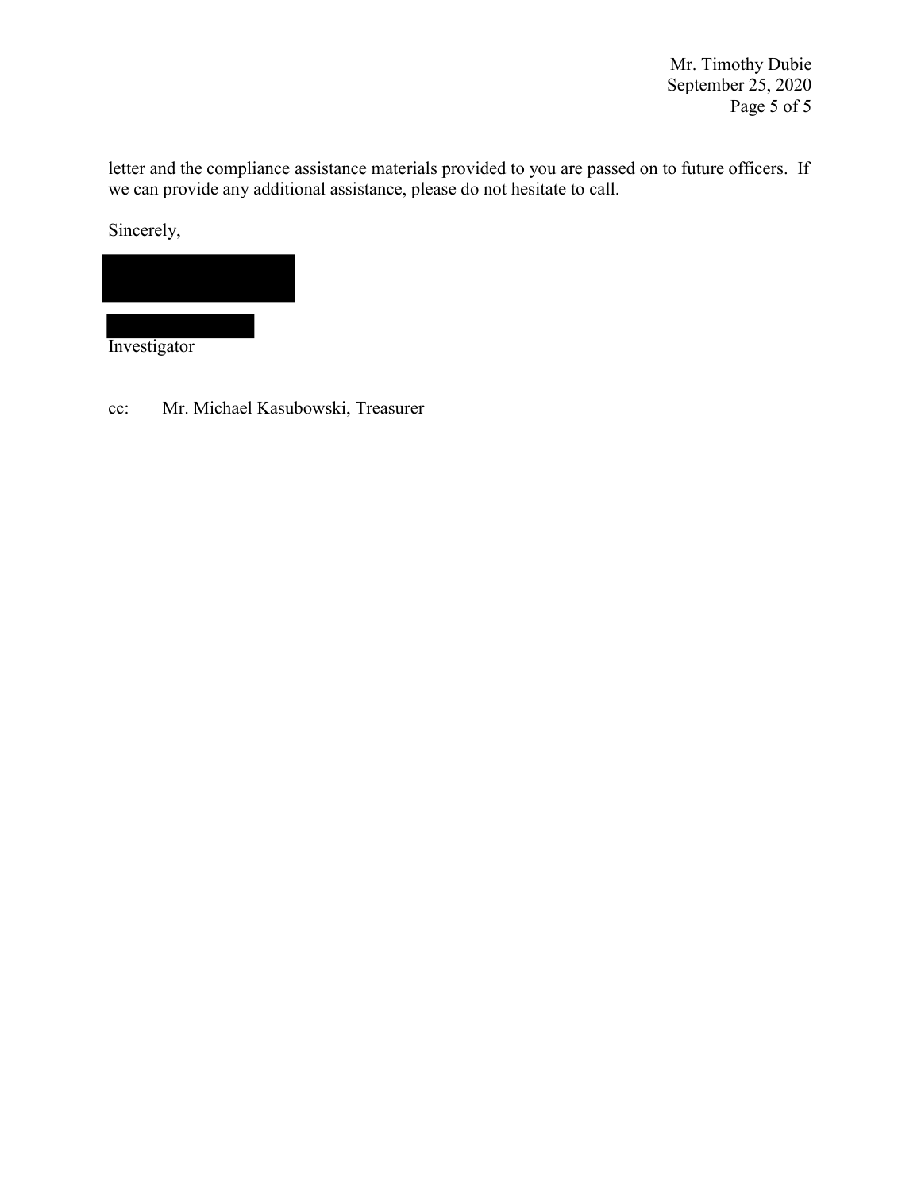letter and the compliance assistance materials provided to you are passed on to future officers. If we can provide any additional assistance, please do not hesitate to call.

Sincerely,

Investigator

cc: Mr. Michael Kasubowski, Treasurer